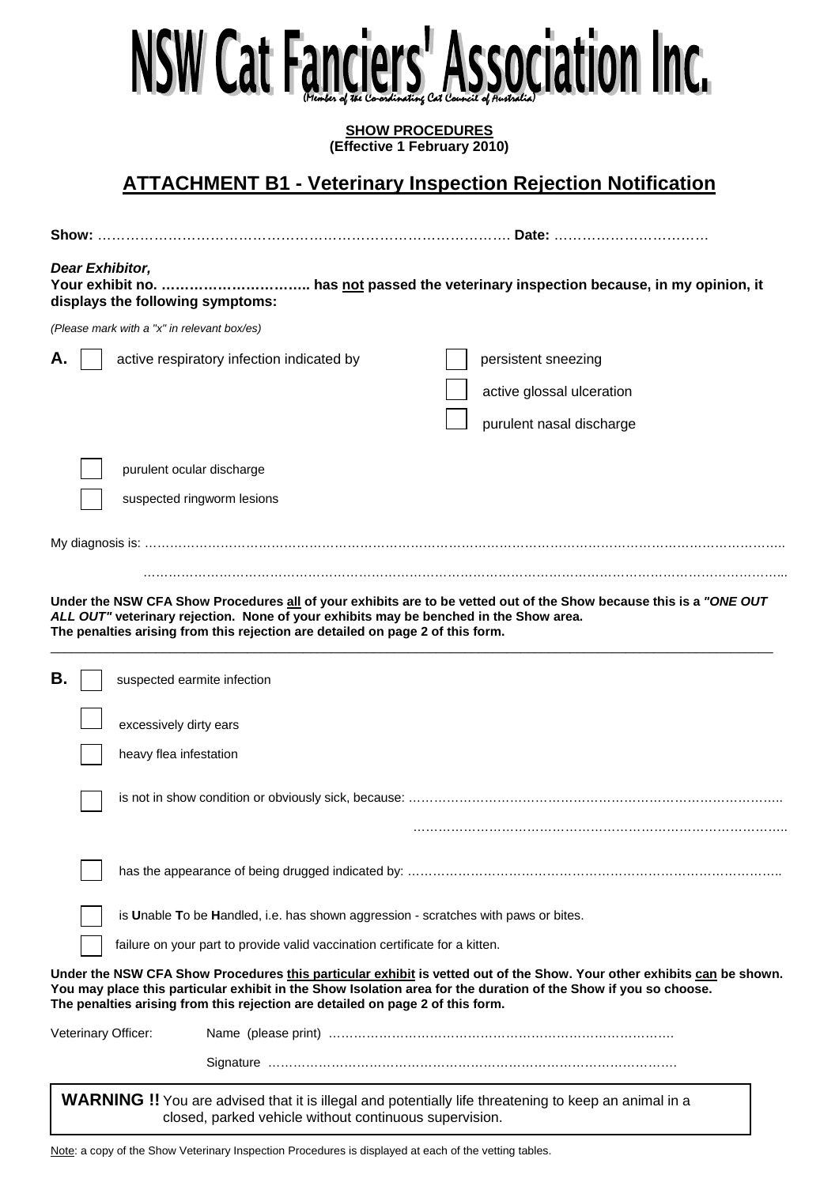# NSW Cat Fanciers' Association Inc.

(Member of the Co-ordinating Cat Council of Australia)

**SHOW PROCEDURES**
**(Effective 1 February 2010)**

## ATTACHMENT B1 - Veterinary Inspection Rejection Notification

**Show:** ……………………………………………………………………………… **Date:** ……………………………

***Dear Exhibitor,***
**Your exhibit no. ………………………….. has not passed the veterinary inspection because, in my opinion, it displays the following symptoms:**

*(Please mark with a "x" in relevant box/es)*

**A.** ☐ active respiratory infection indicated by
- ☐ persistent sneezing
- ☐ active glossal ulceration
- ☐ purulent nasal discharge

☐ purulent ocular discharge

☐ suspected ringworm lesions

My diagnosis is: ………………………………………………………………………………………………………………………………

………………………………………………………………………………………………………………………………

**Under the NSW CFA Show Procedures all of your exhibits are to be vetted out of the Show because this is a *"ONE OUT ALL OUT"* veterinary rejection. None of your exhibits may be benched in the Show area. The penalties arising from this rejection are detailed on page 2 of this form.**

---

**B.** ☐ suspected earmite infection

☐ excessively dirty ears

☐ heavy flea infestation

☐ is not in show condition or obviously sick, because: ……………………………………………………………………………

……………………………………………………………………………

☐ has the appearance of being drugged indicated by: ……………………………………………………………………………

☐ is **U**nable **T**o be **H**andled, i.e. has shown aggression - scratches with paws or bites.

☐ failure on your part to provide valid vaccination certificate for a kitten.

**Under the NSW CFA Show Procedures this particular exhibit is vetted out of the Show. Your other exhibits can be shown. You may place this particular exhibit in the Show Isolation area for the duration of the Show if you so choose. The penalties arising from this rejection are detailed on page 2 of this form.**

Veterinary Officer: Name (please print) ……………………………………………………………………….

Signature ……………………………………………………………………………………

**WARNING !!** You are advised that it is illegal and potentially life threatening to keep an animal in a closed, parked vehicle without continuous supervision.

Note: a copy of the Show Veterinary Inspection Procedures is displayed at each of the vetting tables.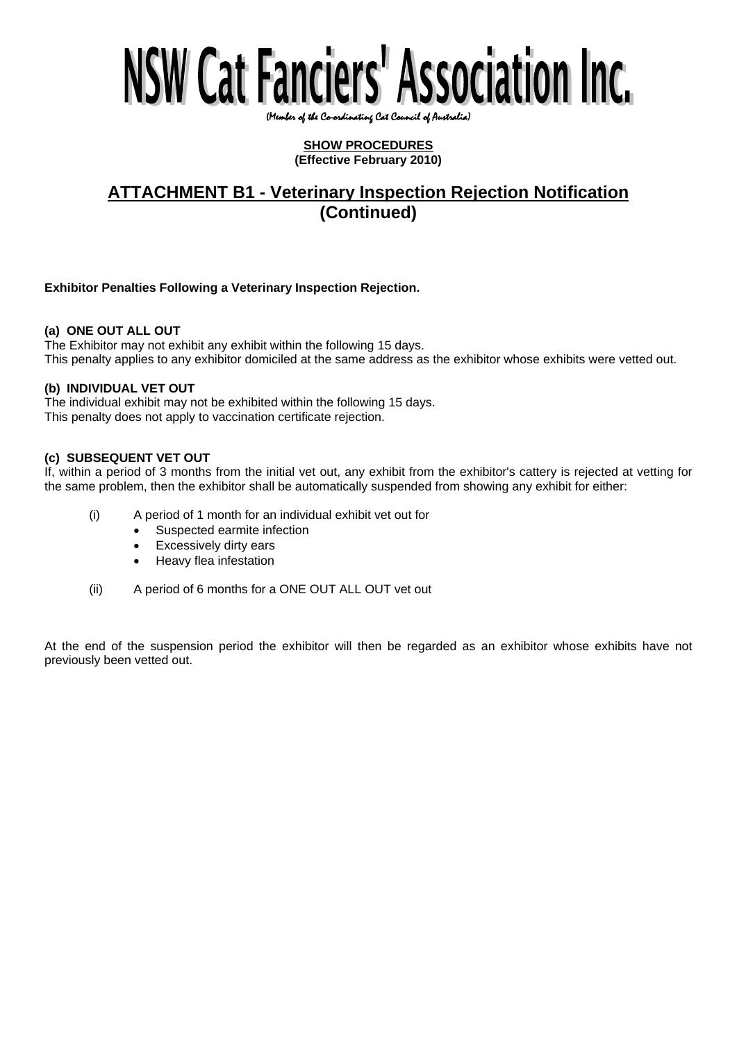# NSW Cat Fanciers' Association Inc.

(Member of the Co-ordinating Cat Council of Australia)

**SHOW PROCEDURES**
**(Effective February 2010)**

## ATTACHMENT B1 - Veterinary Inspection Rejection Notification (Continued)

**Exhibitor Penalties Following a Veterinary Inspection Rejection.**

**(a) ONE OUT ALL OUT**
The Exhibitor may not exhibit any exhibit within the following 15 days.
This penalty applies to any exhibitor domiciled at the same address as the exhibitor whose exhibits were vetted out.

**(b) INDIVIDUAL VET OUT**
The individual exhibit may not be exhibited within the following 15 days.
This penalty does not apply to vaccination certificate rejection.

**(c) SUBSEQUENT VET OUT**
If, within a period of 3 months from the initial vet out, any exhibit from the exhibitor's cattery is rejected at vetting for the same problem, then the exhibitor shall be automatically suspended from showing any exhibit for either:

(i) A period of 1 month for an individual exhibit vet out for
- Suspected earmite infection
- Excessively dirty ears
- Heavy flea infestation

(ii) A period of 6 months for a ONE OUT ALL OUT vet out

At the end of the suspension period the exhibitor will then be regarded as an exhibitor whose exhibits have not previously been vetted out.